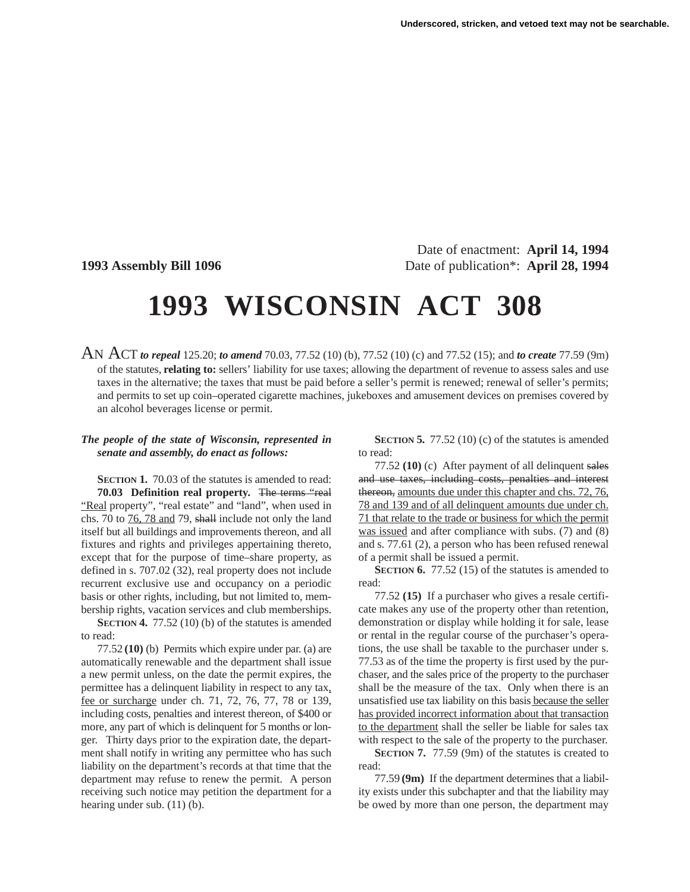Underscored, stricken, and vetoed text may not be searchable.

Date of enactment: **April 14, 1994**

**1993 Assembly Bill 1096** Date of publication*: **April 28, 1994**

# 1993 WISCONSIN ACT 308

AN ACT ***to repeal*** 125.20; ***to amend*** 70.03, 77.52 (10) (b), 77.52 (10) (c) and 77.52 (15); and ***to create*** 77.59 (9m) of the statutes, **relating to:** sellers' liability for use taxes; allowing the department of revenue to assess sales and use taxes in the alternative; the taxes that must be paid before a seller's permit is renewed; renewal of seller's permits; and permits to set up coin–operated cigarette machines, jukeboxes and amusement devices on premises covered by an alcohol beverages license or permit.

***The people of the state of Wisconsin, represented in senate and assembly, do enact as follows:***

**SECTION 1.** 70.03 of the statutes is amended to read:

**70.03 Definition real property.** ~~The terms "real~~ "Real property", "real estate" and "land", when used in chs. 70 to 76, 78 and 79, ~~shall~~ include not only the land itself but all buildings and improvements thereon, and all fixtures and rights and privileges appertaining thereto, except that for the purpose of time–share property, as defined in s. 707.02 (32), real property does not include recurrent exclusive use and occupancy on a periodic basis or other rights, including, but not limited to, membership rights, vacation services and club memberships.

**SECTION 4.** 77.52 (10) (b) of the statutes is amended to read:

77.52 **(10)** (b) Permits which expire under par. (a) are automatically renewable and the department shall issue a new permit unless, on the date the permit expires, the permittee has a delinquent liability in respect to any tax, fee or surcharge under ch. 71, 72, 76, 77, 78 or 139, including costs, penalties and interest thereon, of $400 or more, any part of which is delinquent for 5 months or longer. Thirty days prior to the expiration date, the department shall notify in writing any permittee who has such liability on the department's records at that time that the department may refuse to renew the permit. A person receiving such notice may petition the department for a hearing under sub. (11) (b).

**SECTION 5.** 77.52 (10) (c) of the statutes is amended to read:

77.52 **(10)** (c) After payment of all delinquent ~~sales and use taxes, including costs, penalties and interest thereon,~~ amounts due under this chapter and chs. 72, 76, 78 and 139 and of all delinquent amounts due under ch. 71 that relate to the trade or business for which the permit was issued and after compliance with subs. (7) and (8) and s. 77.61 (2), a person who has been refused renewal of a permit shall be issued a permit.

**SECTION 6.** 77.52 (15) of the statutes is amended to read:

77.52 **(15)** If a purchaser who gives a resale certificate makes any use of the property other than retention, demonstration or display while holding it for sale, lease or rental in the regular course of the purchaser's operations, the use shall be taxable to the purchaser under s. 77.53 as of the time the property is first used by the purchaser, and the sales price of the property to the purchaser shall be the measure of the tax. Only when there is an unsatisfied use tax liability on this basis because the seller has provided incorrect information about that transaction to the department shall the seller be liable for sales tax with respect to the sale of the property to the purchaser.

**SECTION 7.** 77.59 (9m) of the statutes is created to read:

77.59 **(9m)** If the department determines that a liability exists under this subchapter and that the liability may be owed by more than one person, the department may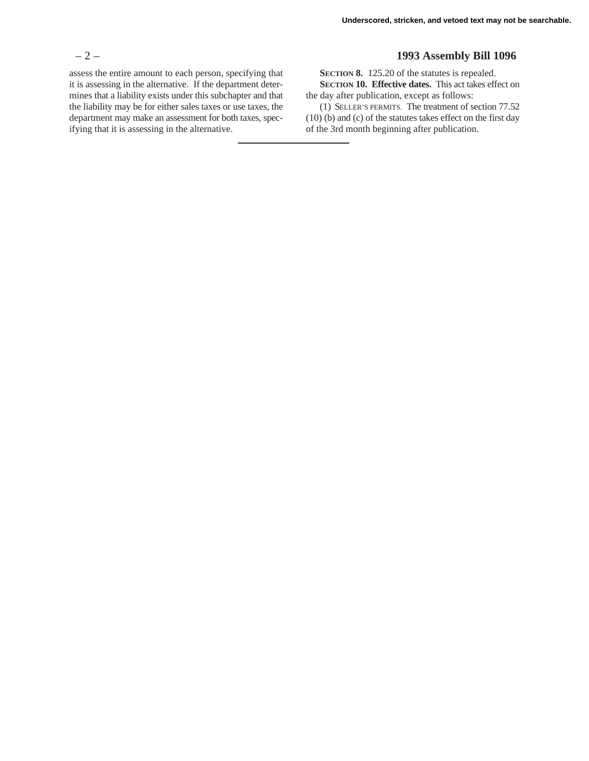assess the entire amount to each person, specifying that it is assessing in the alternative. If the department determines that a liability exists under this subchapter and that the liability may be for either sales taxes or use taxes, the department may make an assessment for both taxes, specifying that it is assessing in the alternative.

**SECTION 8.** 125.20 of the statutes is repealed.

**SECTION 10. Effective dates.** This act takes effect on the day after publication, except as follows:

(1) SELLER'S PERMITS. The treatment of section 77.52 (10) (b) and (c) of the statutes takes effect on the first day of the 3rd month beginning after publication.